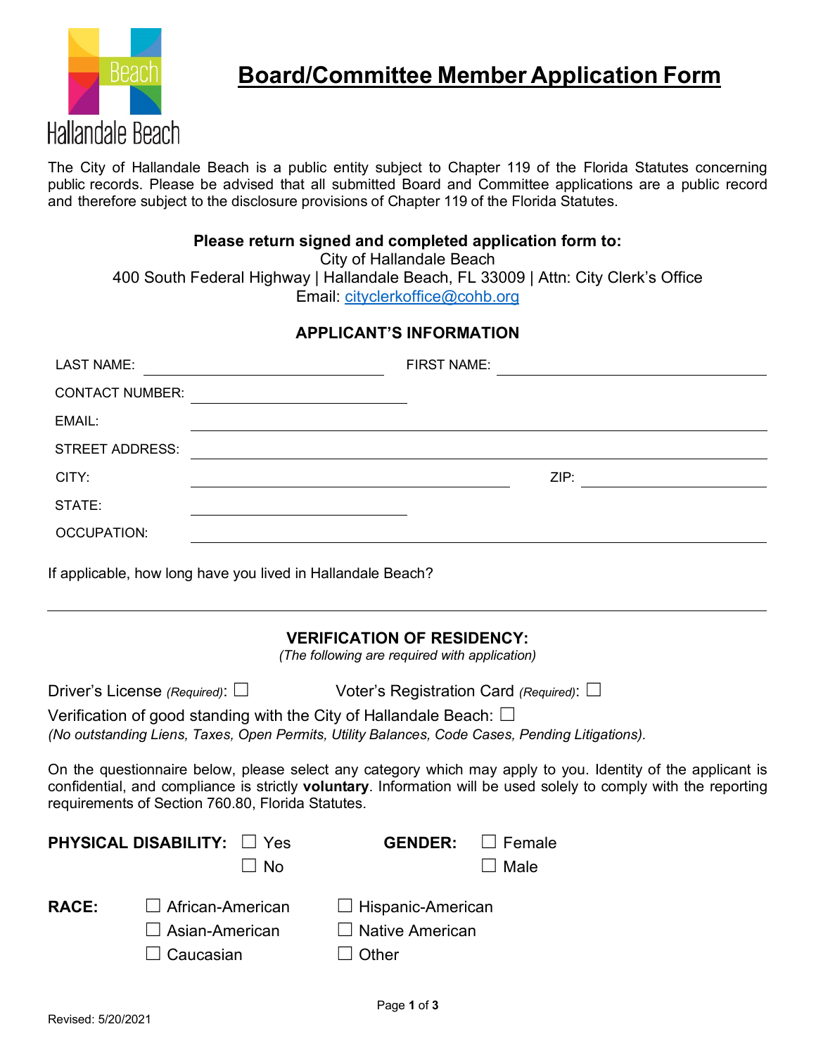# Board/Committee Member Application Form

Hallandale Beach

The City of Hallandale Beach is a public entity subject to Chapter 119 of the Florida Statutes concerning public records. Please be advised that all submitted Board and Committee applications are a public record and therefore subject to the disclosure provisions of Chapter 119 of the Florida Statutes.

**Please return signed and completed application form to:**
City of Hallandale Beach
400 South Federal Highway | Hallandale Beach, FL 33009 | Attn: City Clerk's Office
Email: cityclerkoffice@cohb.org

## APPLICANT'S INFORMATION

LAST NAME: ______________________ FIRST NAME: ______________________

CONTACT NUMBER: ______________________

EMAIL: ______________________

STREET ADDRESS: ______________________

CITY: ______________________ ZIP: ______________________

STATE: ______________________

OCCUPATION: ______________________

If applicable, how long have you lived in Hallandale Beach?

______________________

## VERIFICATION OF RESIDENCY:

*(The following are required with application)*

Driver's License *(Required)*: ☐ Voter's Registration Card *(Required)*: ☐

Verification of good standing with the City of Hallandale Beach: ☐
*(No outstanding Liens, Taxes, Open Permits, Utility Balances, Code Cases, Pending Litigations).*

On the questionnaire below, please select any category which may apply to you. Identity of the applicant is confidential, and compliance is strictly **voluntary**. Information will be used solely to comply with the reporting requirements of Section 760.80, Florida Statutes.

**PHYSICAL DISABILITY:** ☐ Yes ☐ No

**GENDER:** ☐ Female ☐ Male

**RACE:**
☐ African-American
☐ Asian-American
☐ Caucasian
☐ Hispanic-American
☐ Native American
☐ Other

Revised: 5/20/2021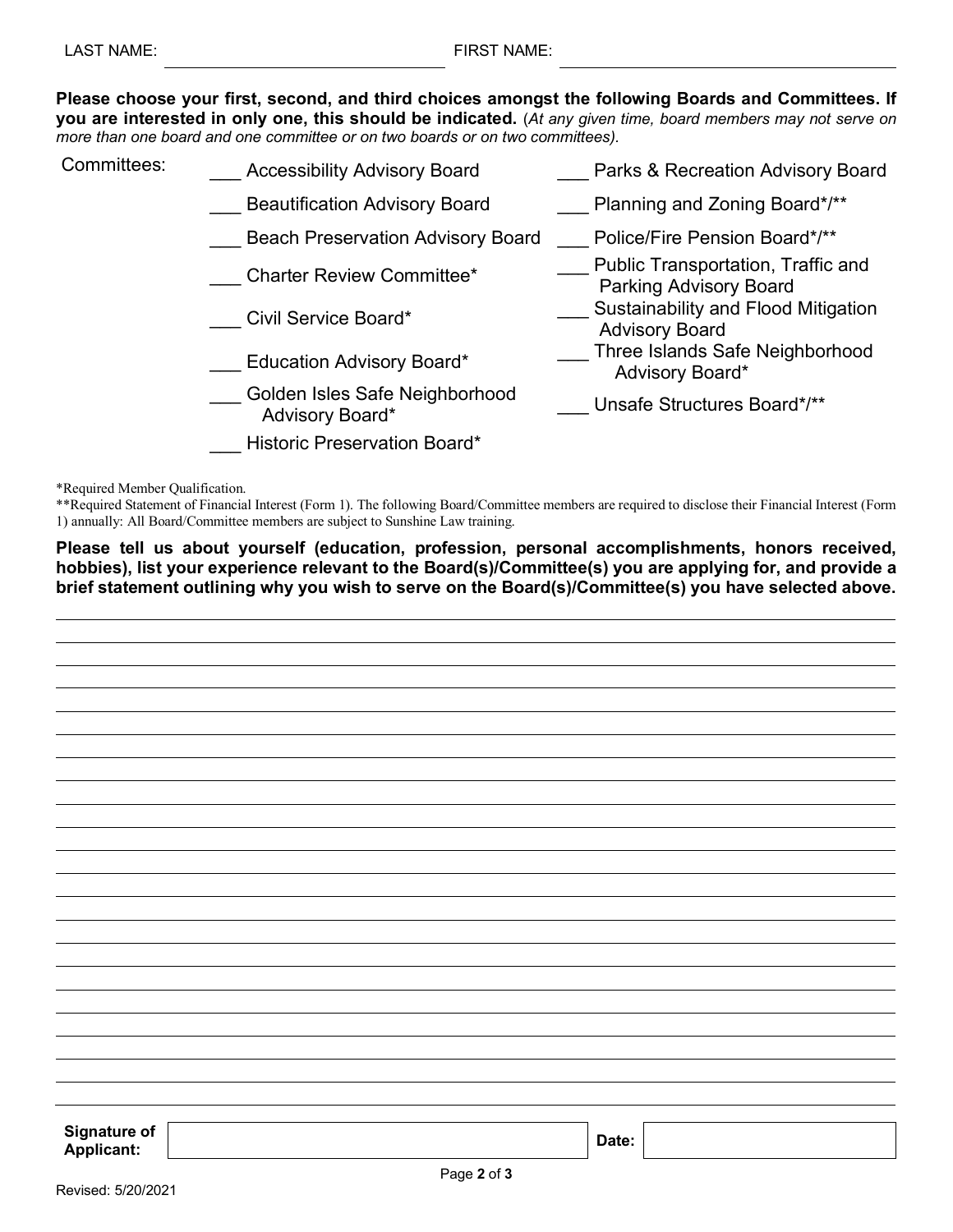LAST NAME: ______________________ FIRST NAME: ______________________

**Please choose your first, second, and third choices amongst the following Boards and Committees. If you are interested in only one, this should be indicated.** (*At any given time, board members may not serve on more than one board and one committee or on two boards or on two committees).*

Committees:

- ___ Accessibility Advisory Board
- ___ Beautification Advisory Board
- ___ Beach Preservation Advisory Board
- ___ Charter Review Committee*
- ___ Civil Service Board*
- ___ Education Advisory Board*
- ___ Golden Isles Safe Neighborhood Advisory Board*
- ___ Historic Preservation Board*
- ___ Parks & Recreation Advisory Board
- ___ Planning and Zoning Board*/**
- ___ Police/Fire Pension Board*/**
- ___ Public Transportation, Traffic and Parking Advisory Board
- ___ Sustainability and Flood Mitigation Advisory Board
- ___ Three Islands Safe Neighborhood Advisory Board*
- ___ Unsafe Structures Board*/**

*Required Member Qualification.

**Required Statement of Financial Interest (Form 1). The following Board/Committee members are required to disclose their Financial Interest (Form 1) annually: All Board/Committee members are subject to Sunshine Law training.

**Please tell us about yourself (education, profession, personal accomplishments, honors received, hobbies), list your experience relevant to the Board(s)/Committee(s) you are applying for, and provide a brief statement outlining why you wish to serve on the Board(s)/Committee(s) you have selected above.**

| **Signature of Applicant:** | | **Date:** | |
|---|---|---|---|

Revised: 5/20/2021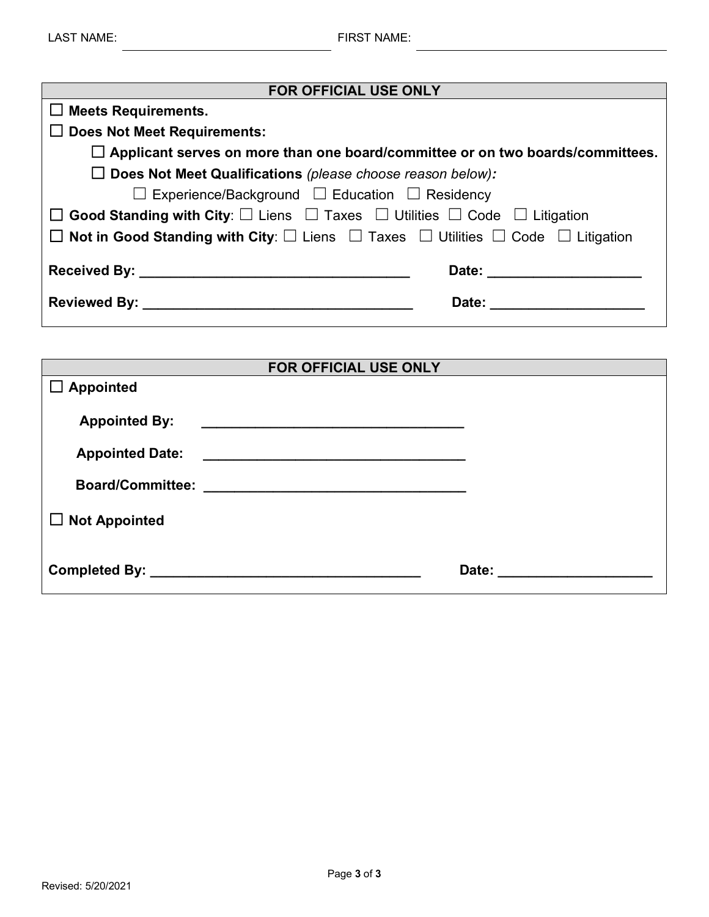LAST NAME: ______________________ FIRST NAME: ______________________

**FOR OFFICIAL USE ONLY**

☐ **Meets Requirements.**

☐ **Does Not Meet Requirements:**

- ☐ **Applicant serves on more than one board/committee or on two boards/committees.**
- ☐ **Does Not Meet Qualifications** *(please choose reason below):*
  - ☐ Experience/Background ☐ Education ☐ Residency

☐ **Good Standing with City**: ☐ Liens ☐ Taxes ☐ Utilities ☐ Code ☐ Litigation

☐ **Not in Good Standing with City**: ☐ Liens ☐ Taxes ☐ Utilities ☐ Code ☐ Litigation

**Received By: ________________________________ Date: ____________________**

**Reviewed By: ________________________________ Date: ____________________**

**FOR OFFICIAL USE ONLY**

☐ **Appointed**

**Appointed By: ________________________________**

**Appointed Date: ________________________________**

**Board/Committee: ________________________________**

☐ **Not Appointed**

**Completed By: ________________________________ Date: ____________________**

Revised: 5/20/2021